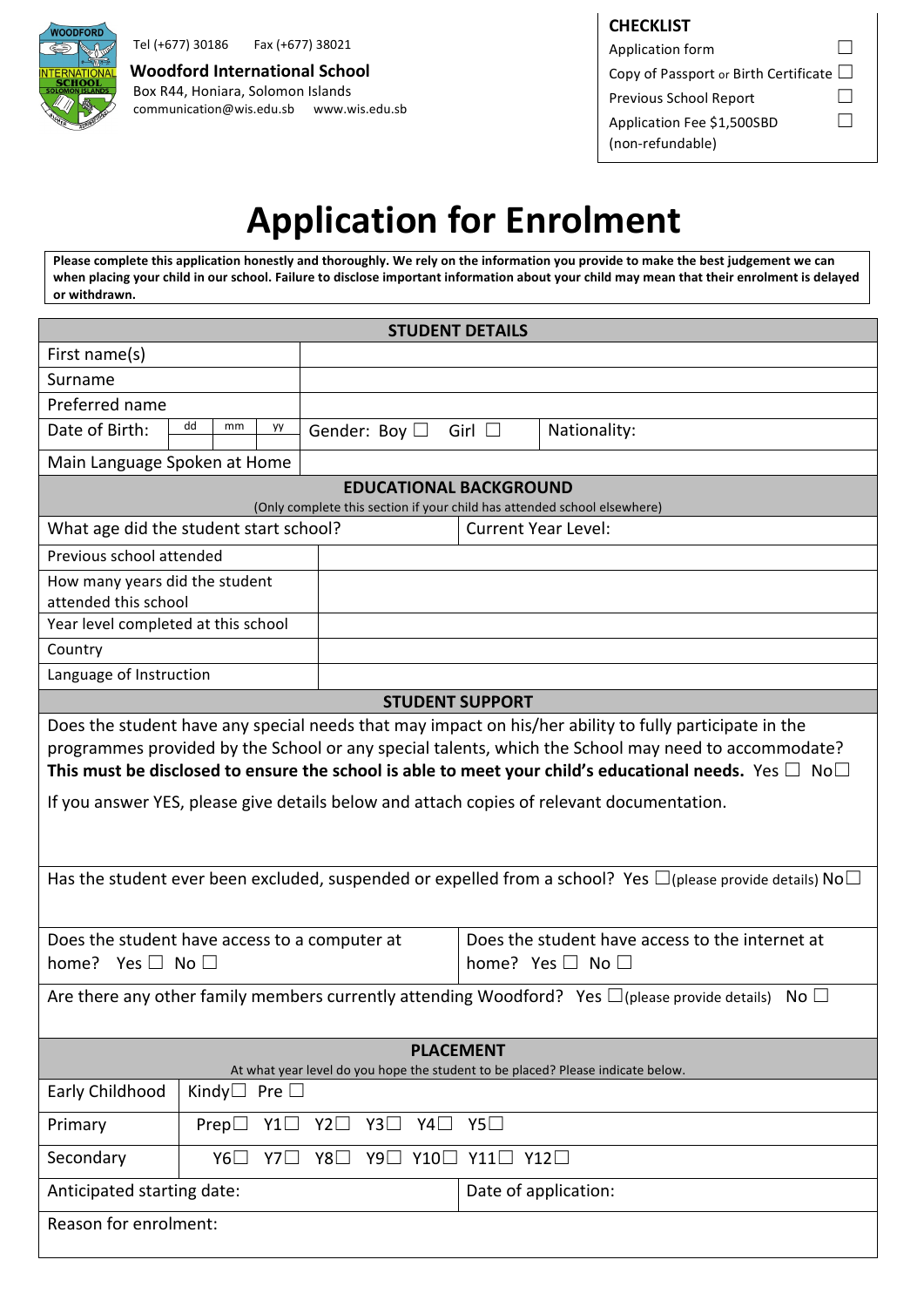Tel (+677) 30186 Fax (+677) 38021

**Woodford International School**
Box R44, Honiara, Solomon Islands
communication@wis.edu.sb www.wis.edu.sb

| **CHECKLIST** | |
|---|---|
| Application form | ☐ |
| Copy of Passport or Birth Certificate | ☐ |
| Previous School Report | ☐ |
| Application Fee $1,500SBD (non-refundable) | ☐ |

# Application for Enrolment

**Please complete this application honestly and thoroughly. We rely on the information you provide to make the best judgement we can when placing your child in our school. Failure to disclose important information about your child may mean that their enrolment is delayed or withdrawn.**

| **STUDENT DETAILS** | | |
|---|---|---|
| First name(s) | | |
| Surname | | |
| Preferred name | | |
| Date of Birth: dd mm yy | Gender: Boy ☐ Girl ☐ | Nationality: |
| Main Language Spoken at Home | | |

| **EDUCATIONAL BACKGROUND** (Only complete this section if your child has attended school elsewhere) | |
|---|---|
| What age did the student start school? | Current Year Level: |
| Previous school attended | |
| How many years did the student attended this school | |
| Year level completed at this school | |
| Country | |
| Language of Instruction | |

| **STUDENT SUPPORT** | |
|---|---|
| Does the student have any special needs that may impact on his/her ability to fully participate in the programmes provided by the School or any special talents, which the School may need to accommodate? **This must be disclosed to ensure the school is able to meet your child's educational needs.** Yes ☐ No☐<br><br>If you answer YES, please give details below and attach copies of relevant documentation. | |
| Has the student ever been excluded, suspended or expelled from a school? Yes ☐(please provide details) No☐ | |
| Does the student have access to a computer at home? Yes ☐ No ☐ | Does the student have access to the internet at home? Yes ☐ No ☐ |
| Are there any other family members currently attending Woodford? Yes ☐(please provide details) No ☐ | |

| **PLACEMENT** At what year level do you hope the student to be placed? Please indicate below. | |
|---|---|
| Early Childhood | Kindy☐ Pre ☐ |
| Primary | Prep☐ Y1☐ Y2☐ Y3☐ Y4☐ Y5☐ |
| Secondary | Y6☐ Y7☐ Y8☐ Y9☐ Y10☐ Y11☐ Y12☐ |
| Anticipated starting date: | Date of application: |
| Reason for enrolment: | |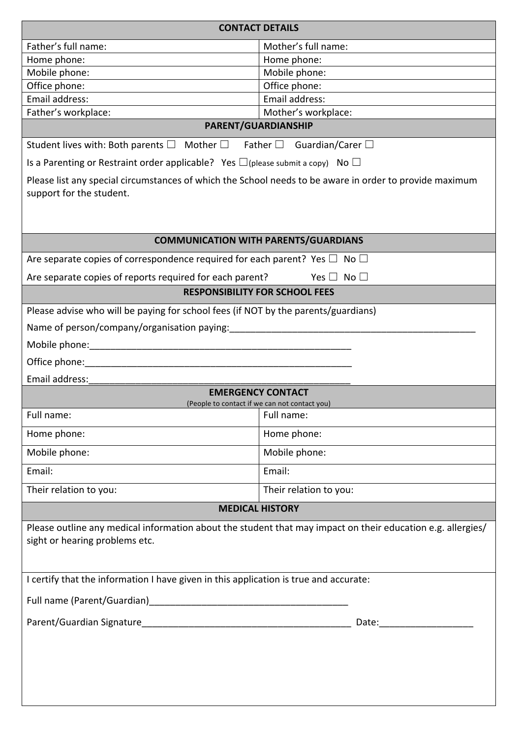## CONTACT DETAILS

| Father's full name: | Mother's full name: |
|---|---|
| Home phone: | Home phone: |
| Mobile phone: | Mobile phone: |
| Office phone: | Office phone: |
| Email address: | Email address: |
| Father's workplace: | Mother's workplace: |

## PARENT/GUARDIANSHIP

Student lives with: Both parents ☐ Mother ☐ Father ☐ Guardian/Carer ☐

Is a Parenting or Restraint order applicable? Yes ☐(please submit a copy) No ☐

Please list any special circumstances of which the School needs to be aware in order to provide maximum support for the student.

## COMMUNICATION WITH PARENTS/GUARDIANS

Are separate copies of correspondence required for each parent? Yes ☐ No ☐

Are separate copies of reports required for each parent? Yes ☐ No ☐

## RESPONSIBILITY FOR SCHOOL FEES

Please advise who will be paying for school fees (if NOT by the parents/guardians)

Name of person/company/organisation paying:_______________________________________________

Mobile phone:_______________________________________________

Office phone:_______________________________________________

Email address:_______________________________________________

## EMERGENCY CONTACT

(People to contact if we can not contact you)

| Full name: | Full name: |
|---|---|
| Home phone: | Home phone: |
| Mobile phone: | Mobile phone: |
| Email: | Email: |
| Their relation to you: | Their relation to you: |

## MEDICAL HISTORY

Please outline any medical information about the student that may impact on their education e.g. allergies/ sight or hearing problems etc.

I certify that the information I have given in this application is true and accurate:

Full name (Parent/Guardian)_______________________________________

Parent/Guardian Signature_______________________________________ Date:_________________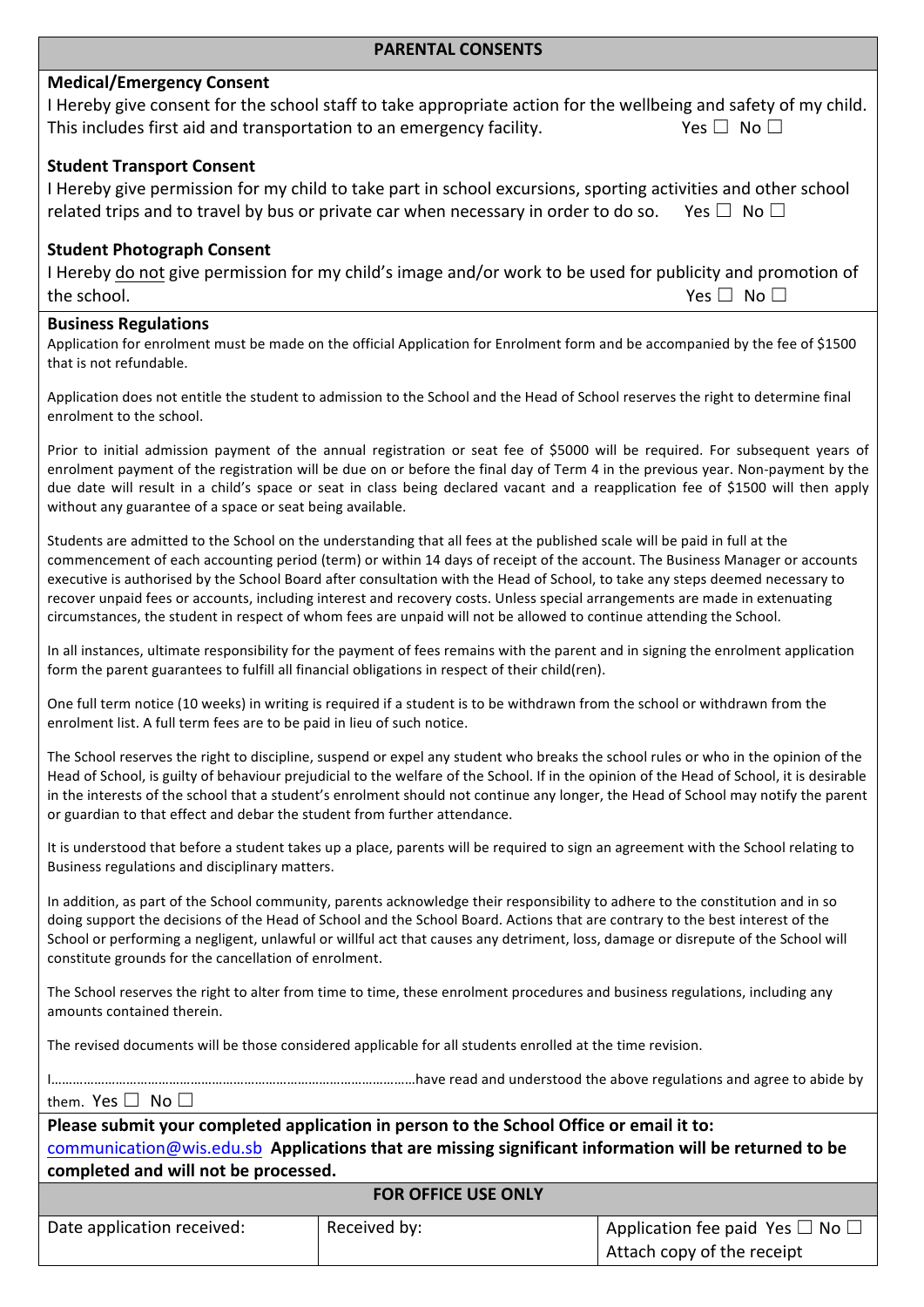## PARENTAL CONSENTS

### Medical/Emergency Consent

I Hereby give consent for the school staff to take appropriate action for the wellbeing and safety of my child. This includes first aid and transportation to an emergency facility. Yes ☐ No ☐

### Student Transport Consent

I Hereby give permission for my child to take part in school excursions, sporting activities and other school related trips and to travel by bus or private car when necessary in order to do so. Yes ☐ No ☐

### Student Photograph Consent

I Hereby <u>do not</u> give permission for my child's image and/or work to be used for publicity and promotion of the school. Yes ☐ No ☐

### Business Regulations

Application for enrolment must be made on the official Application for Enrolment form and be accompanied by the fee of $1500 that is not refundable.

Application does not entitle the student to admission to the School and the Head of School reserves the right to determine final enrolment to the school.

Prior to initial admission payment of the annual registration or seat fee of $5000 will be required. For subsequent years of enrolment payment of the registration will be due on or before the final day of Term 4 in the previous year. Non-payment by the due date will result in a child's space or seat in class being declared vacant and a reapplication fee of $1500 will then apply without any guarantee of a space or seat being available.

Students are admitted to the School on the understanding that all fees at the published scale will be paid in full at the commencement of each accounting period (term) or within 14 days of receipt of the account. The Business Manager or accounts executive is authorised by the School Board after consultation with the Head of School, to take any steps deemed necessary to recover unpaid fees or accounts, including interest and recovery costs. Unless special arrangements are made in extenuating circumstances, the student in respect of whom fees are unpaid will not be allowed to continue attending the School.

In all instances, ultimate responsibility for the payment of fees remains with the parent and in signing the enrolment application form the parent guarantees to fulfill all financial obligations in respect of their child(ren).

One full term notice (10 weeks) in writing is required if a student is to be withdrawn from the school or withdrawn from the enrolment list. A full term fees are to be paid in lieu of such notice.

The School reserves the right to discipline, suspend or expel any student who breaks the school rules or who in the opinion of the Head of School, is guilty of behaviour prejudicial to the welfare of the School. If in the opinion of the Head of School, it is desirable in the interests of the school that a student's enrolment should not continue any longer, the Head of School may notify the parent or guardian to that effect and debar the student from further attendance.

It is understood that before a student takes up a place, parents will be required to sign an agreement with the School relating to Business regulations and disciplinary matters.

In addition, as part of the School community, parents acknowledge their responsibility to adhere to the constitution and in so doing support the decisions of the Head of School and the School Board. Actions that are contrary to the best interest of the School or performing a negligent, unlawful or willful act that causes any detriment, loss, damage or disrepute of the School will constitute grounds for the cancellation of enrolment.

The School reserves the right to alter from time to time, these enrolment procedures and business regulations, including any amounts contained therein.

The revised documents will be those considered applicable for all students enrolled at the time revision.

I………………………………………………………………………………………have read and understood the above regulations and agree to abide by them. Yes ☐ No ☐

**Please submit your completed application in person to the School Office or email it to: communication@wis.edu.sb Applications that are missing significant information will be returned to be completed and will not be processed.**

| FOR OFFICE USE ONLY | | |
|---|---|---|
| Date application received: | Received by: | Application fee paid Yes ☐ No ☐<br>Attach copy of the receipt |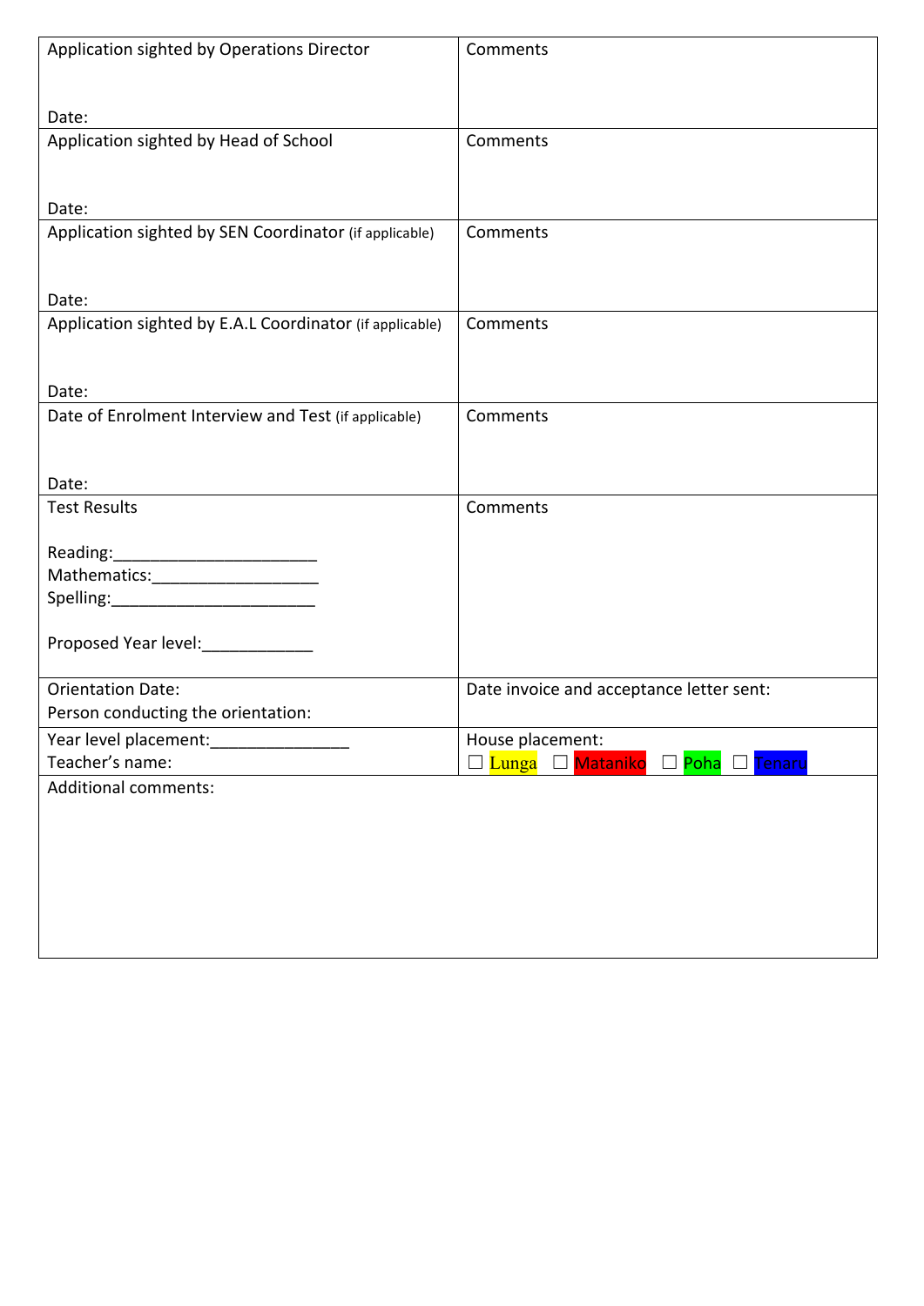| | |
|---|---|
| Application sighted by Operations Director<br><br><br>Date: | Comments |
| Application sighted by Head of School<br><br><br>Date: | Comments |
| Application sighted by SEN Coordinator (if applicable)<br><br><br>Date: | Comments |
| Application sighted by E.A.L Coordinator (if applicable)<br><br><br>Date: | Comments |
| Date of Enrolment Interview and Test (if applicable)<br><br><br>Date: | Comments |
| Test Results<br><br>Reading:______________________<br>Mathematics:__________________<br>Spelling:______________________<br><br>Proposed Year level:____________ | Comments |
| Orientation Date:<br>Person conducting the orientation: | Date invoice and acceptance letter sent: |
| Year level placement:_______________<br>Teacher's name: | House placement:<br>☐ Lunga ☐ Mataniko ☐ Poha ☐ Tenaru |
| Additional comments: | |